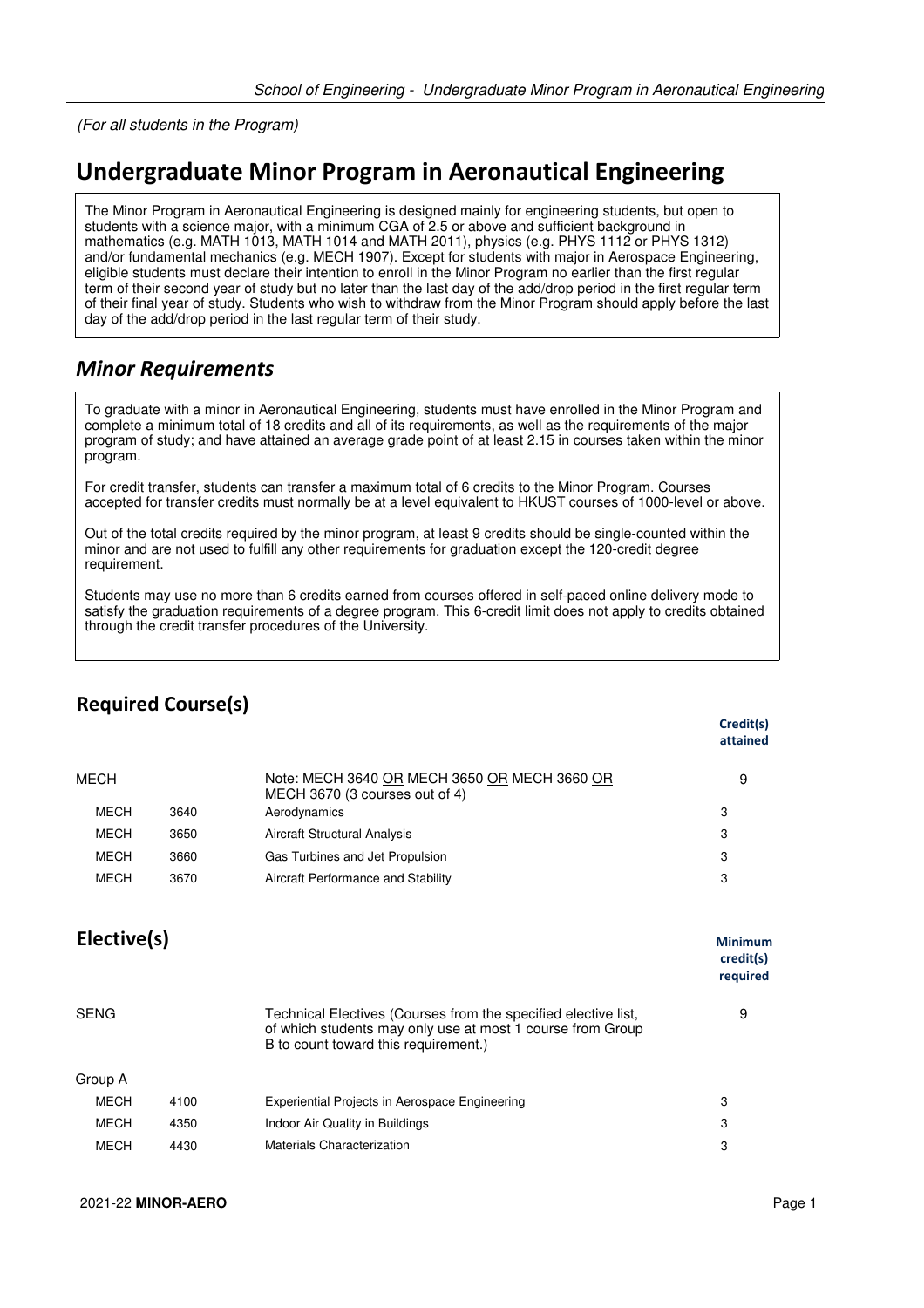*(For all students in the Program)*

# Undergraduate Minor Program in Aeronautical Engineering

The Minor Program in Aeronautical Engineering is designed mainly for engineering students, but open to students with a science major, with a minimum CGA of 2.5 or above and sufficient background in mathematics (e.g. MATH 1013, MATH 1014 and MATH 2011), physics (e.g. PHYS 1112 or PHYS 1312) and/or fundamental mechanics (e.g. MECH 1907). Except for students with major in Aerospace Engineering, eligible students must declare their intention to enroll in the Minor Program no earlier than the first regular term of their second year of study but no later than the last day of the add/drop period in the first regular term of their final year of study. Students who wish to withdraw from the Minor Program should apply before the last day of the add/drop period in the last regular term of their study.

## *Minor Requirements*

To graduate with a minor in Aeronautical Engineering, students must have enrolled in the Minor Program and complete a minimum total of 18 credits and all of its requirements, as well as the requirements of the major program of study; and have attained an average grade point of at least 2.15 in courses taken within the minor program.

For credit transfer, students can transfer a maximum total of 6 credits to the Minor Program. Courses accepted for transfer credits must normally be at a level equivalent to HKUST courses of 1000-level or above.

Out of the total credits required by the minor program, at least 9 credits should be single-counted within the minor and are not used to fulfill any other requirements for graduation except the 120-credit degree requirement.

Students may use no more than 6 credits earned from courses offered in self-paced online delivery mode to satisfy the graduation requirements of a degree program. This 6-credit limit does not apply to credits obtained through the credit transfer procedures of the University.

### Required Course(s)

| | | | Credit(s) attained |
|---|---|---|---|
| MECH | | Note: MECH 3640 OR MECH 3650 OR MECH 3660 OR MECH 3670 (3 courses out of 4) | 9 |
| MECH | 3640 | Aerodynamics | 3 |
| MECH | 3650 | Aircraft Structural Analysis | 3 |
| MECH | 3660 | Gas Turbines and Jet Propulsion | 3 |
| MECH | 3670 | Aircraft Performance and Stability | 3 |

### Elective(s)

| | | | Minimum credit(s) required |
|---|---|---|---|
| SENG | | Technical Electives (Courses from the specified elective list, of which students may only use at most 1 course from Group B to count toward this requirement.) | 9 |
| Group A | | | |
| MECH | 4100 | Experiential Projects in Aerospace Engineering | 3 |
| MECH | 4350 | Indoor Air Quality in Buildings | 3 |
| MECH | 4430 | Materials Characterization | 3 |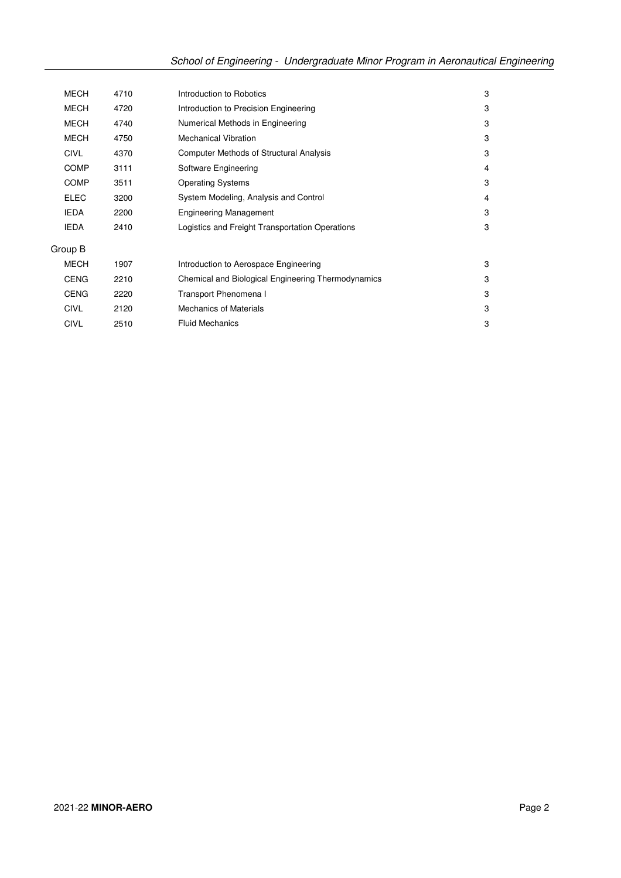| | | | |
|---|---|---|---|
| MECH | 4710 | Introduction to Robotics | 3 |
| MECH | 4720 | Introduction to Precision Engineering | 3 |
| MECH | 4740 | Numerical Methods in Engineering | 3 |
| MECH | 4750 | Mechanical Vibration | 3 |
| CIVL | 4370 | Computer Methods of Structural Analysis | 3 |
| COMP | 3111 | Software Engineering | 4 |
| COMP | 3511 | Operating Systems | 3 |
| ELEC | 3200 | System Modeling, Analysis and Control | 4 |
| IEDA | 2200 | Engineering Management | 3 |
| IEDA | 2410 | Logistics and Freight Transportation Operations | 3 |

Group B

| | | | |
|---|---|---|---|
| MECH | 1907 | Introduction to Aerospace Engineering | 3 |
| CENG | 2210 | Chemical and Biological Engineering Thermodynamics | 3 |
| CENG | 2220 | Transport Phenomena I | 3 |
| CIVL | 2120 | Mechanics of Materials | 3 |
| CIVL | 2510 | Fluid Mechanics | 3 |